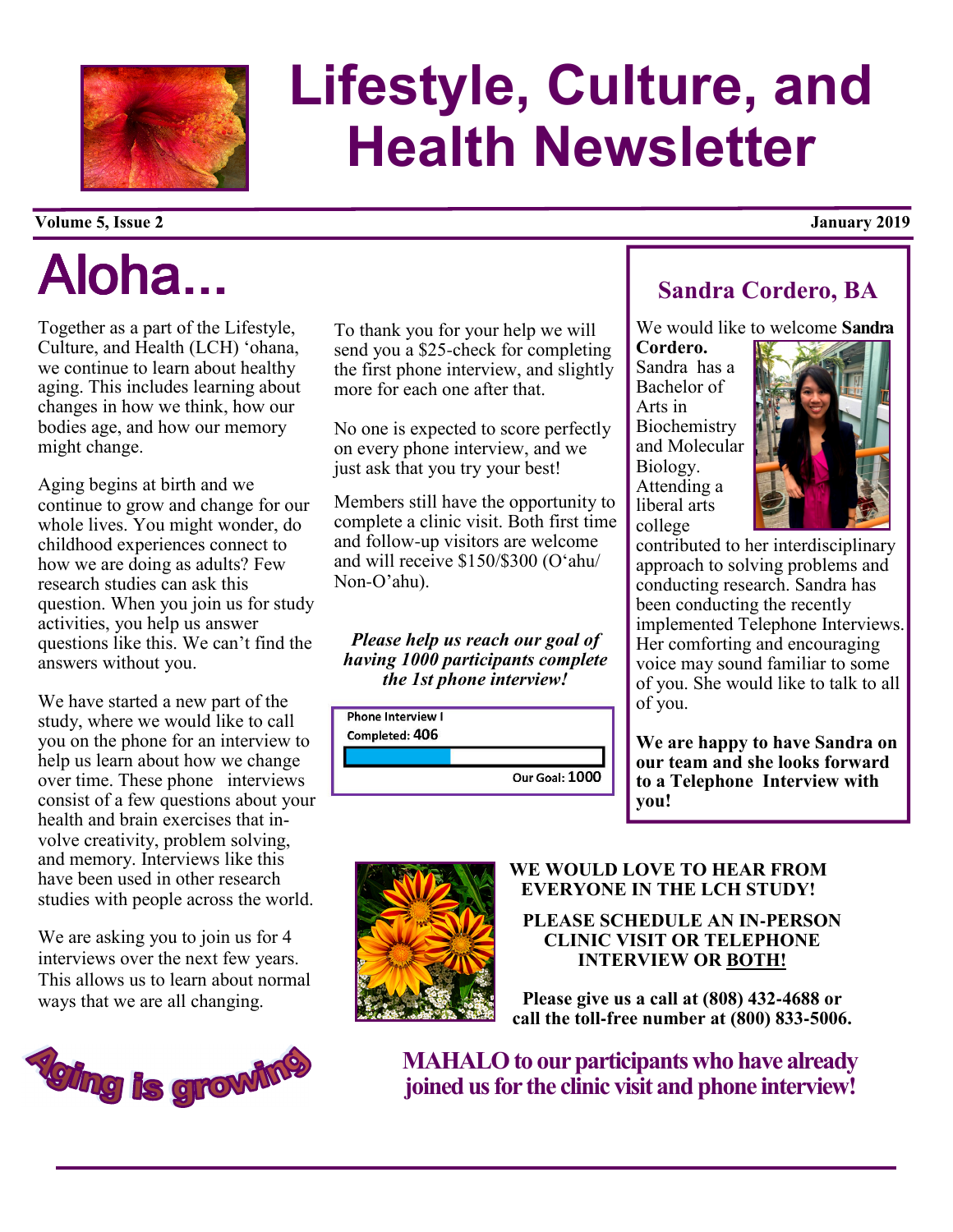# Lifestyle, Culture, and Health Newsletter

**Volume 5, Issue 2** **January 2019**

## Aloha...

Together as a part of the Lifestyle, Culture, and Health (LCH) ‘ohana, we continue to learn about healthy aging. This includes learning about changes in how we think, how our bodies age, and how our memory might change.

Aging begins at birth and we continue to grow and change for our whole lives. You might wonder, do childhood experiences connect to how we are doing as adults? Few research studies can ask this question. When you join us for study activities, you help us answer questions like this. We can’t find the answers without you.

We have started a new part of the study, where we would like to call you on the phone for an interview to help us learn about how we change over time. These phone interviews consist of a few questions about your health and brain exercises that involve creativity, problem solving, and memory. Interviews like this have been used in other research studies with people across the world.

We are asking you to join us for 4 interviews over the next few years. This allows us to learn about normal ways that we are all changing.

To thank you for your help we will send you a $25-check for completing the first phone interview, and slightly more for each one after that.

No one is expected to score perfectly on every phone interview, and we just ask that you try your best!

Members still have the opportunity to complete a clinic visit. Both first time and follow-up visitors are welcome and will receive $150/$300 (O‘ahu/ Non-O’ahu).

***Please help us reach our goal of having 1000 participants complete the 1st phone interview!***

Phone Interview I
Completed: 406
Our Goal: 1000

Aging is growing

## Sandra Cordero, BA

We would like to welcome **Sandra Cordero.** Sandra has a Bachelor of Arts in Biochemistry and Molecular Biology. Attending a liberal arts college contributed to her interdisciplinary approach to solving problems and conducting research. Sandra has been conducting the recently implemented Telephone Interviews. Her comforting and encouraging voice may sound familiar to some of you. She would like to talk to all of you.

**We are happy to have Sandra on our team and she looks forward to a Telephone Interview with you!**

**WE WOULD LOVE TO HEAR FROM EVERYONE IN THE LCH STUDY!**

**PLEASE SCHEDULE AN IN-PERSON CLINIC VISIT OR TELEPHONE INTERVIEW OR <u>BOTH!</u>**

**Please give us a call at (808) 432-4688 or call the toll-free number at (800) 833-5006.**

**MAHALO to our participants who have already joined us for the clinic visit and phone interview!**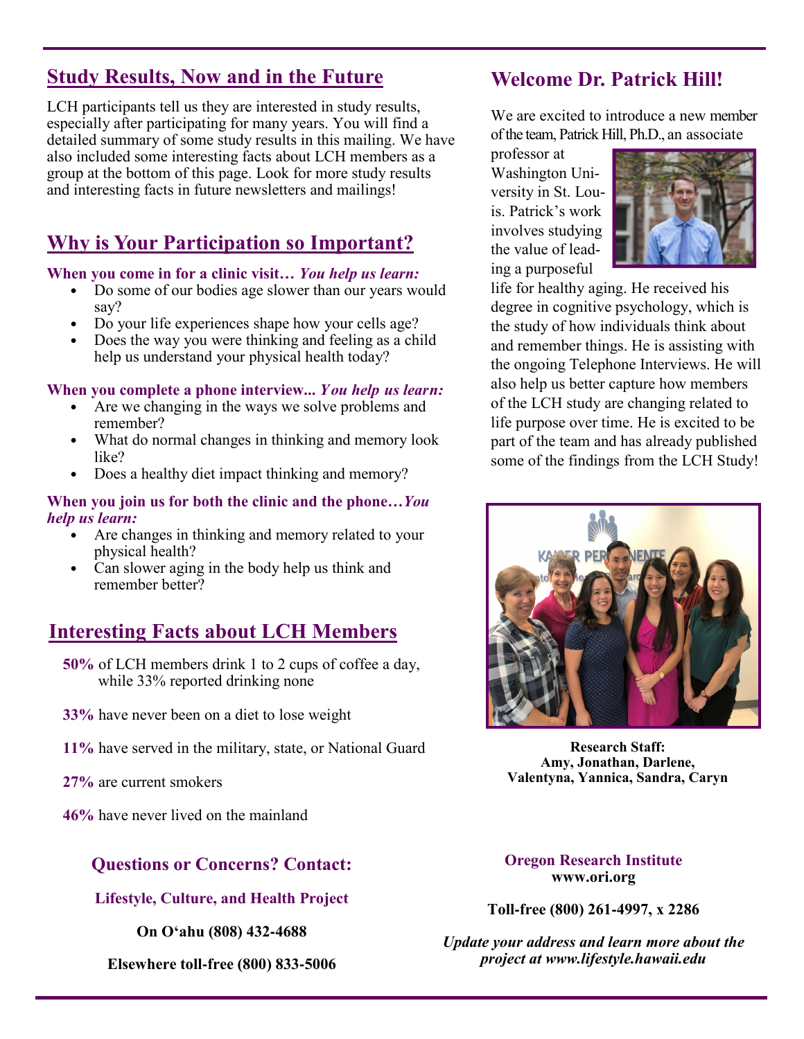## Study Results, Now and in the Future

LCH participants tell us they are interested in study results, especially after participating for many years. You will find a detailed summary of some study results in this mailing. We have also included some interesting facts about LCH members as a group at the bottom of this page. Look for more study results and interesting facts in future newsletters and mailings!

## Why is Your Participation so Important?

**When you come in for a clinic visit…** ***You help us learn:***

- Do some of our bodies age slower than our years would say?
- Do your life experiences shape how your cells age?
- Does the way you were thinking and feeling as a child help us understand your physical health today?

**When you complete a phone interview...** ***You help us learn:***

- Are we changing in the ways we solve problems and remember?
- What do normal changes in thinking and memory look like?
- Does a healthy diet impact thinking and memory?

**When you join us for both the clinic and the phone…*****You help us learn:***

- Are changes in thinking and memory related to your physical health?
- Can slower aging in the body help us think and remember better?

## Interesting Facts about LCH Members

**50%** of LCH members drink 1 to 2 cups of coffee a day, while 33% reported drinking none

**33%** have never been on a diet to lose weight

**11%** have served in the military, state, or National Guard

**27%** are current smokers

**46%** have never lived on the mainland

## Welcome Dr. Patrick Hill!

We are excited to introduce a new member of the team, Patrick Hill, Ph.D., an associate professor at Washington University in St. Louis. Patrick's work involves studying the value of leading a purposeful life for healthy aging. He received his degree in cognitive psychology, which is the study of how individuals think about and remember things. He is assisting with the ongoing Telephone Interviews. He will also help us better capture how members of the LCH study are changing related to life purpose over time. He is excited to be part of the team and has already published some of the findings from the LCH Study!

**Research Staff: Amy, Jonathan, Darlene, Valentyna, Yannica, Sandra, Caryn**

### Questions or Concerns? Contact:

**Lifestyle, Culture, and Health Project**

**On O'ahu (808) 432-4688**

**Elsewhere toll-free (800) 833-5006**

**Oregon Research Institute**
**www.ori.org**

**Toll-free (800) 261-4997, x 2286**

***Update your address and learn more about the project at www.lifestyle.hawaii.edu***